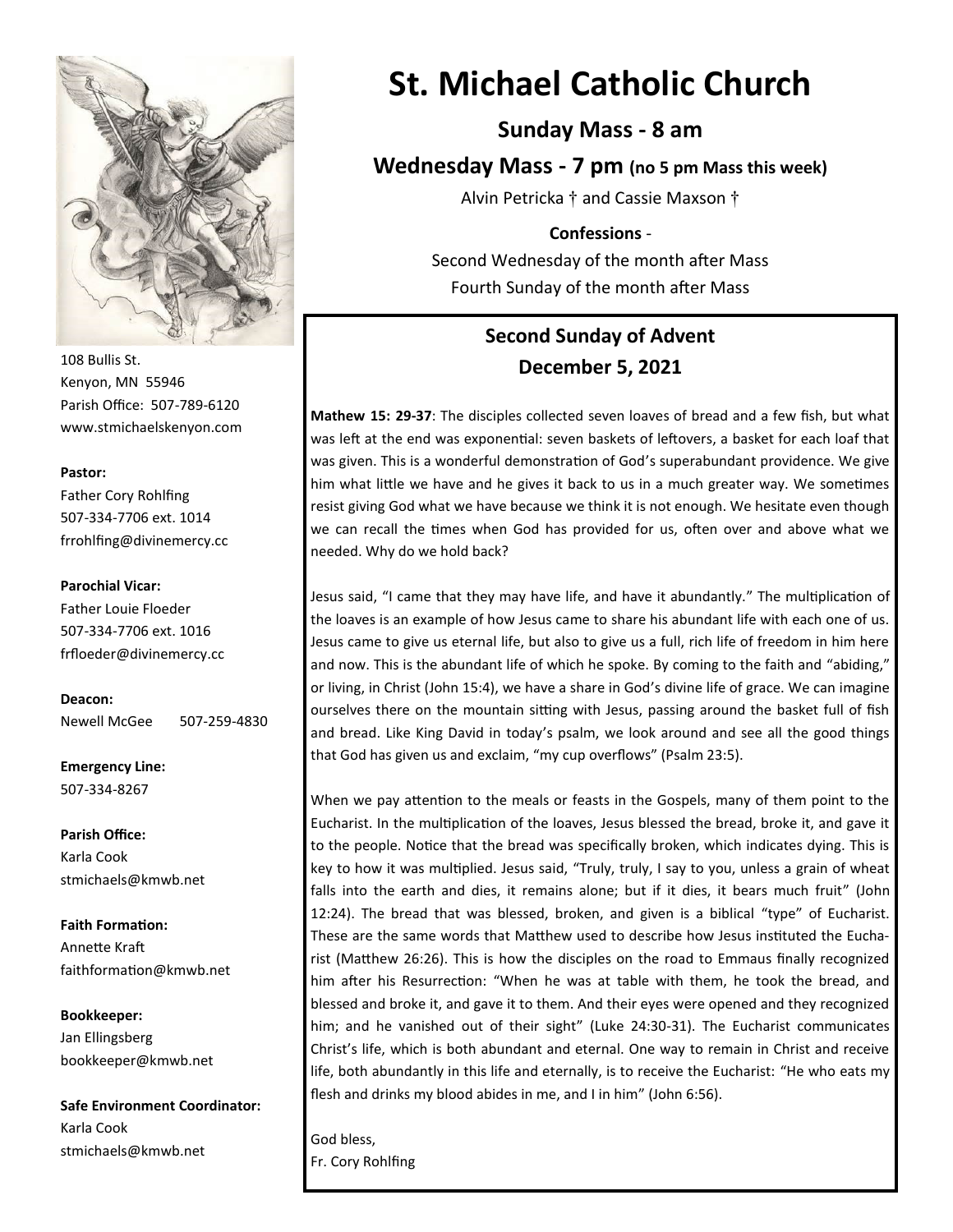# St. Michael Catholic Church

**Sunday Mass - 8 am**

**Wednesday Mass - 7 pm** (no 5 pm Mass this week)

Alvin Petricka † and Cassie Maxson †

**Confessions** -

Second Wednesday of the month after Mass

Fourth Sunday of the month after Mass

108 Bullis St.
Kenyon, MN 55946
Parish Office: 507-789-6120
www.stmichaelskenyon.com

**Pastor:**
Father Cory Rohlfing
507-334-7706 ext. 1014
frrohlfing@divinemercy.cc

**Parochial Vicar:**
Father Louie Floeder
507-334-7706 ext. 1016
frfloeder@divinemercy.cc

**Deacon:**
Newell McGee 507-259-4830

**Emergency Line:**
507-334-8267

**Parish Office:**
Karla Cook
stmichaels@kmwb.net

**Faith Formation:**
Annette Kraft
faithformation@kmwb.net

**Bookkeeper:**
Jan Ellingsberg
bookkeeper@kmwb.net

**Safe Environment Coordinator:**
Karla Cook
stmichaels@kmwb.net

## Second Sunday of Advent
## December 5, 2021

**Mathew 15: 29-37**: The disciples collected seven loaves of bread and a few fish, but what was left at the end was exponential: seven baskets of leftovers, a basket for each loaf that was given. This is a wonderful demonstration of God's superabundant providence. We give him what little we have and he gives it back to us in a much greater way. We sometimes resist giving God what we have because we think it is not enough. We hesitate even though we can recall the times when God has provided for us, often over and above what we needed. Why do we hold back?

Jesus said, "I came that they may have life, and have it abundantly." The multiplication of the loaves is an example of how Jesus came to share his abundant life with each one of us. Jesus came to give us eternal life, but also to give us a full, rich life of freedom in him here and now. This is the abundant life of which he spoke. By coming to the faith and "abiding," or living, in Christ (John 15:4), we have a share in God's divine life of grace. We can imagine ourselves there on the mountain sitting with Jesus, passing around the basket full of fish and bread. Like King David in today's psalm, we look around and see all the good things that God has given us and exclaim, "my cup overflows" (Psalm 23:5).

When we pay attention to the meals or feasts in the Gospels, many of them point to the Eucharist. In the multiplication of the loaves, Jesus blessed the bread, broke it, and gave it to the people. Notice that the bread was specifically broken, which indicates dying. This is key to how it was multiplied. Jesus said, "Truly, truly, I say to you, unless a grain of wheat falls into the earth and dies, it remains alone; but if it dies, it bears much fruit" (John 12:24). The bread that was blessed, broken, and given is a biblical "type" of Eucharist. These are the same words that Matthew used to describe how Jesus instituted the Eucharist (Matthew 26:26). This is how the disciples on the road to Emmaus finally recognized him after his Resurrection: "When he was at table with them, he took the bread, and blessed and broke it, and gave it to them. And their eyes were opened and they recognized him; and he vanished out of their sight" (Luke 24:30-31). The Eucharist communicates Christ's life, which is both abundant and eternal. One way to remain in Christ and receive life, both abundantly in this life and eternally, is to receive the Eucharist: "He who eats my flesh and drinks my blood abides in me, and I in him" (John 6:56).

God bless,
Fr. Cory Rohlfing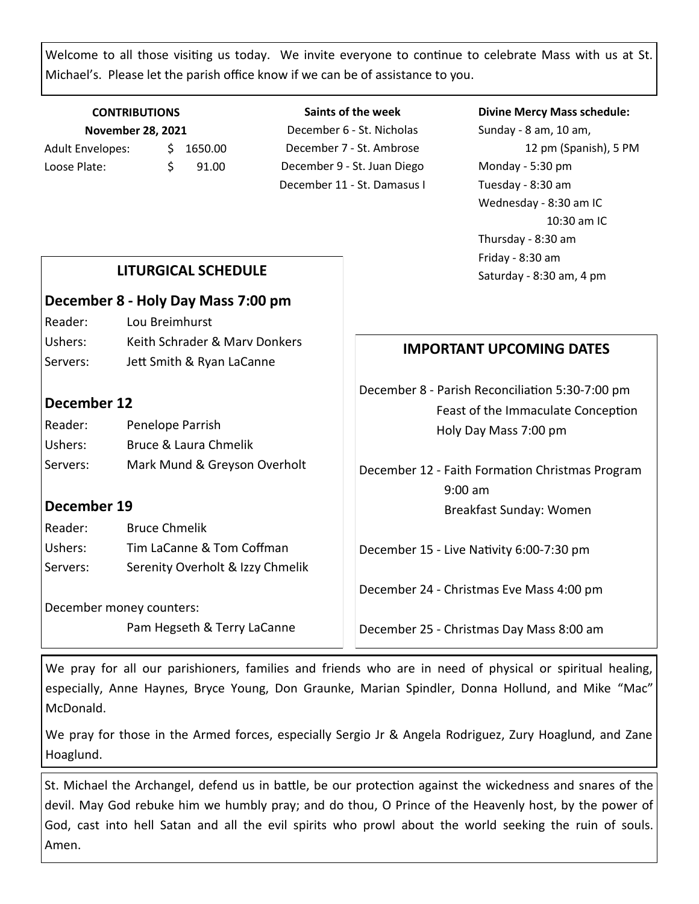Welcome to all those visiting us today. We invite everyone to continue to celebrate Mass with us at St. Michael's. Please let the parish office know if we can be of assistance to you.

**CONTRIBUTIONS**
**November 28, 2021**

| | |
|---|---|
| Adult Envelopes: | $ 1650.00 |
| Loose Plate: | $ 91.00 |

**Saints of the week**

December 6 - St. Nicholas
December 7 - St. Ambrose
December 9 - St. Juan Diego
December 11 - St. Damasus I

**Divine Mercy Mass schedule:**

Sunday - 8 am, 10 am, 12 pm (Spanish), 5 PM
Monday - 5:30 pm
Tuesday - 8:30 am
Wednesday - 8:30 am IC
10:30 am IC
Thursday - 8:30 am
Friday - 8:30 am
Saturday - 8:30 am, 4 pm

## LITURGICAL SCHEDULE

### December 8 - Holy Day Mass 7:00 pm

Reader: Lou Breimhurst
Ushers: Keith Schrader & Marv Donkers
Servers: Jett Smith & Ryan LaCanne

### December 12

Reader: Penelope Parrish
Ushers: Bruce & Laura Chmelik
Servers: Mark Mund & Greyson Overholt

### December 19

Reader: Bruce Chmelik
Ushers: Tim LaCanne & Tom Coffman
Servers: Serenity Overholt & Izzy Chmelik

December money counters:
Pam Hegseth & Terry LaCanne

## IMPORTANT UPCOMING DATES

December 8 - Parish Reconciliation 5:30-7:00 pm
Feast of the Immaculate Conception
Holy Day Mass 7:00 pm

December 12 - Faith Formation Christmas Program 9:00 am
Breakfast Sunday: Women

December 15 - Live Nativity 6:00-7:30 pm

December 24 - Christmas Eve Mass 4:00 pm

December 25 - Christmas Day Mass 8:00 am

We pray for all our parishioners, families and friends who are in need of physical or spiritual healing, especially, Anne Haynes, Bryce Young, Don Graunke, Marian Spindler, Donna Hollund, and Mike "Mac" McDonald.

We pray for those in the Armed forces, especially Sergio Jr & Angela Rodriguez, Zury Hoaglund, and Zane Hoaglund.

St. Michael the Archangel, defend us in battle, be our protection against the wickedness and snares of the devil. May God rebuke him we humbly pray; and do thou, O Prince of the Heavenly host, by the power of God, cast into hell Satan and all the evil spirits who prowl about the world seeking the ruin of souls. Amen.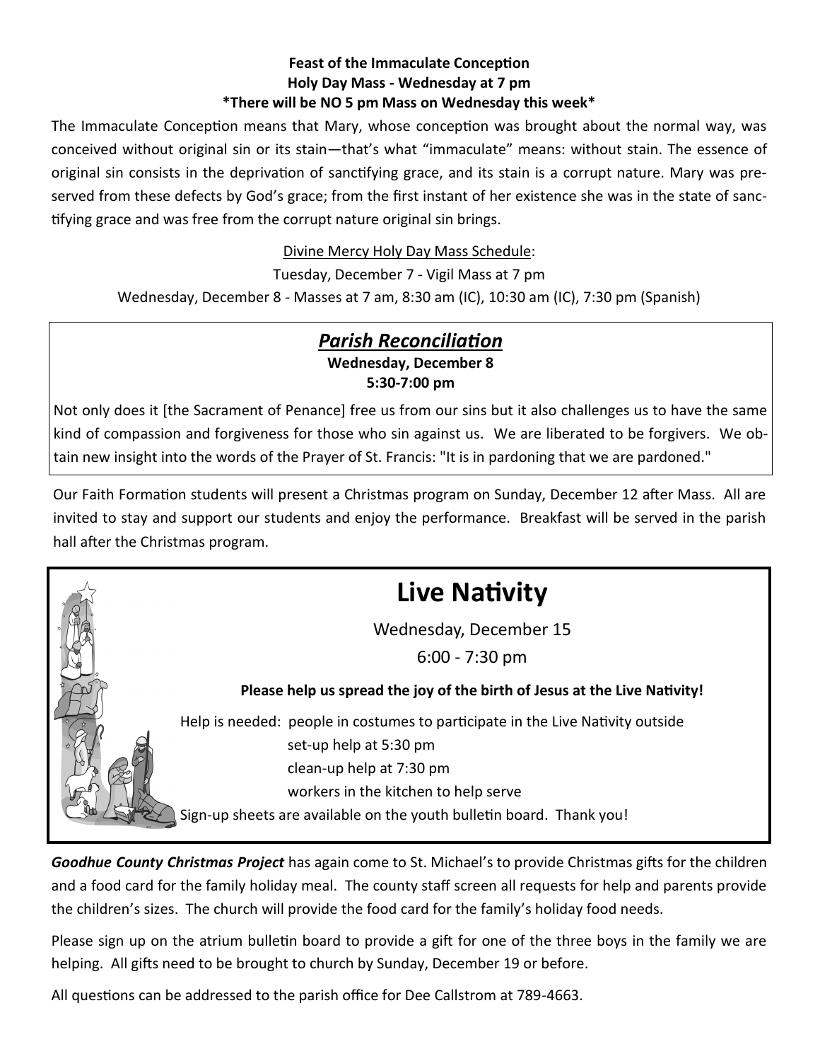**Feast of the Immaculate Conception**
**Holy Day Mass - Wednesday at 7 pm**
***There will be NO 5 pm Mass on Wednesday this week***

The Immaculate Conception means that Mary, whose conception was brought about the normal way, was conceived without original sin or its stain—that's what "immaculate" means: without stain. The essence of original sin consists in the deprivation of sanctifying grace, and its stain is a corrupt nature. Mary was preserved from these defects by God's grace; from the first instant of her existence she was in the state of sanctifying grace and was free from the corrupt nature original sin brings.

Divine Mercy Holy Day Mass Schedule:

Tuesday, December 7 - Vigil Mass at 7 pm

Wednesday, December 8 - Masses at 7 am, 8:30 am (IC), 10:30 am (IC), 7:30 pm (Spanish)

## ***Parish Reconciliation***

**Wednesday, December 8**
**5:30-7:00 pm**

Not only does it [the Sacrament of Penance] free us from our sins but it also challenges us to have the same kind of compassion and forgiveness for those who sin against us. We are liberated to be forgivers. We obtain new insight into the words of the Prayer of St. Francis: "It is in pardoning that we are pardoned."

Our Faith Formation students will present a Christmas program on Sunday, December 12 after Mass. All are invited to stay and support our students and enjoy the performance. Breakfast will be served in the parish hall after the Christmas program.

# Live Nativity

Wednesday, December 15

6:00 - 7:30 pm

**Please help us spread the joy of the birth of Jesus at the Live Nativity!**

Help is needed: people in costumes to participate in the Live Nativity outside
set-up help at 5:30 pm
clean-up help at 7:30 pm
workers in the kitchen to help serve

Sign-up sheets are available on the youth bulletin board. Thank you!

***Goodhue County Christmas Project*** has again come to St. Michael's to provide Christmas gifts for the children and a food card for the family holiday meal. The county staff screen all requests for help and parents provide the children's sizes. The church will provide the food card for the family's holiday food needs.

Please sign up on the atrium bulletin board to provide a gift for one of the three boys in the family we are helping. All gifts need to be brought to church by Sunday, December 19 or before.

All questions can be addressed to the parish office for Dee Callstrom at 789-4663.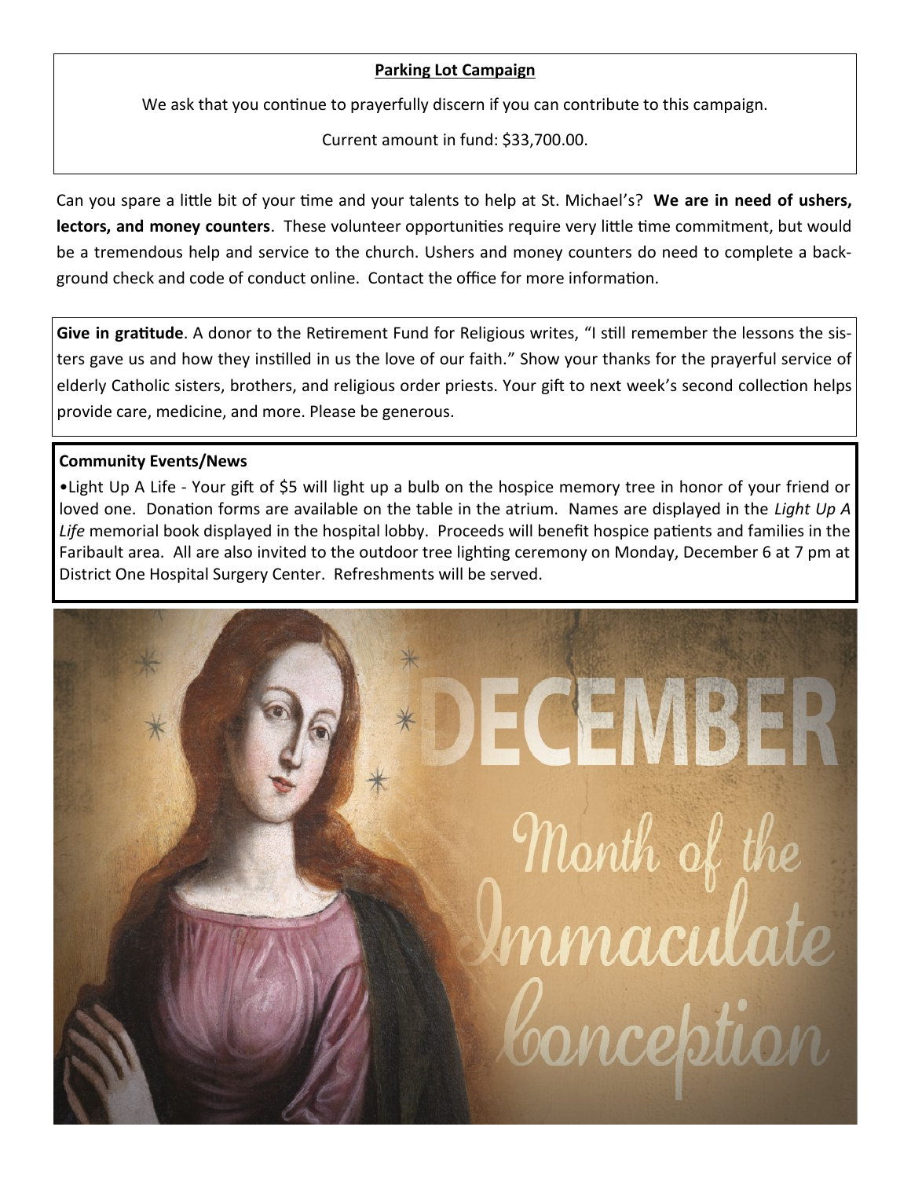**Parking Lot Campaign**

We ask that you continue to prayerfully discern if you can contribute to this campaign.

Current amount in fund: $33,700.00.

Can you spare a little bit of your time and your talents to help at St. Michael's? **We are in need of ushers, lectors, and money counters**. These volunteer opportunities require very little time commitment, but would be a tremendous help and service to the church. Ushers and money counters do need to complete a background check and code of conduct online. Contact the office for more information.

**Give in gratitude**. A donor to the Retirement Fund for Religious writes, "I still remember the lessons the sisters gave us and how they instilled in us the love of our faith." Show your thanks for the prayerful service of elderly Catholic sisters, brothers, and religious order priests. Your gift to next week's second collection helps provide care, medicine, and more. Please be generous.

**Community Events/News**

•Light Up A Life - Your gift of $5 will light up a bulb on the hospice memory tree in honor of your friend or loved one. Donation forms are available on the table in the atrium. Names are displayed in the *Light Up A Life* memorial book displayed in the hospital lobby. Proceeds will benefit hospice patients and families in the Faribault area. All are also invited to the outdoor tree lighting ceremony on Monday, December 6 at 7 pm at District One Hospital Surgery Center. Refreshments will be served.

DECEMBER

Month of the Immaculate Conception